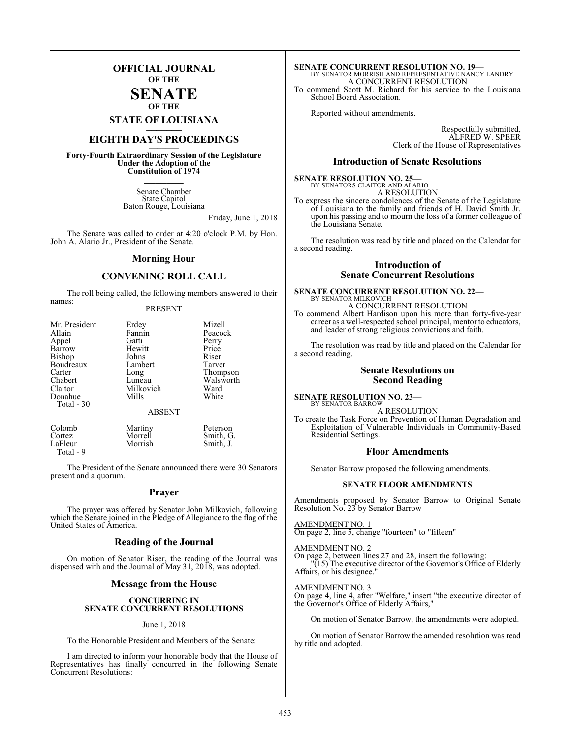# OFFICIAL JOURNAL
### OF THE
# SENATE
### OF THE
## STATE OF LOUISIANA

## EIGHTH DAY'S PROCEEDINGS

**Forty-Fourth Extraordinary Session of the Legislature Under the Adoption of the Constitution of 1974**

Senate Chamber
State Capitol
Baton Rouge, Louisiana

Friday, June 1, 2018

The Senate was called to order at 4:20 o'clock P.M. by Hon. John A. Alario Jr., President of the Senate.

## Morning Hour

## CONVENING ROLL CALL

The roll being called, the following members answered to their names:

PRESENT

| | | |
|---|---|---|
| Mr. President | Erdey | Mizell |
| Allain | Fannin | Peacock |
| Appel | Gatti | Perry |
| Barrow | Hewitt | Price |
| Bishop | Johns | Riser |
| Boudreaux | Lambert | Tarver |
| Carter | Long | Thompson |
| Chabert | Luneau | Walsworth |
| Claitor | Milkovich | Ward |
| Donahue | Mills | White |
| Total - 30 | | |

ABSENT

| | | |
|---|---|---|
| Colomb | Martiny | Peterson |
| Cortez | Morrell | Smith, G. |
| LaFleur | Morrish | Smith, J. |
| Total - 9 | | |

The President of the Senate announced there were 30 Senators present and a quorum.

## Prayer

The prayer was offered by Senator John Milkovich, following which the Senate joined in the Pledge of Allegiance to the flag of the United States of America.

## Reading of the Journal

On motion of Senator Riser, the reading of the Journal was dispensed with and the Journal of May 31, 2018, was adopted.

## Message from the House

**CONCURRING IN SENATE CONCURRENT RESOLUTIONS**

June 1, 2018

To the Honorable President and Members of the Senate:

I am directed to inform your honorable body that the House of Representatives has finally concurred in the following Senate Concurrent Resolutions:

**SENATE CONCURRENT RESOLUTION NO. 19—**
BY SENATOR MORRISH AND REPRESENTATIVE NANCY LANDRY
A CONCURRENT RESOLUTION
To commend Scott M. Richard for his service to the Louisiana School Board Association.

Reported without amendments.

Respectfully submitted,
ALFRED W. SPEER
Clerk of the House of Representatives

## Introduction of Senate Resolutions

**SENATE RESOLUTION NO. 25—**
BY SENATORS CLAITOR AND ALARIO
A RESOLUTION
To express the sincere condolences of the Senate of the Legislature of Louisiana to the family and friends of H. David Smith Jr. upon his passing and to mourn the loss of a former colleague of the Louisiana Senate.

The resolution was read by title and placed on the Calendar for a second reading.

## Introduction of Senate Concurrent Resolutions

**SENATE CONCURRENT RESOLUTION NO. 22—**
BY SENATOR MILKOVICH
A CONCURRENT RESOLUTION
To commend Albert Hardison upon his more than forty-five-year career as a well-respected school principal, mentor to educators, and leader of strong religious convictions and faith.

The resolution was read by title and placed on the Calendar for a second reading.

## Senate Resolutions on Second Reading

**SENATE RESOLUTION NO. 23—**
BY SENATOR BARROW
A RESOLUTION
To create the Task Force on Prevention of Human Degradation and Exploitation of Vulnerable Individuals in Community-Based Residential Settings.

## Floor Amendments

Senator Barrow proposed the following amendments.

**SENATE FLOOR AMENDMENTS**

Amendments proposed by Senator Barrow to Original Senate Resolution No. 23 by Senator Barrow

AMENDMENT NO. 1
On page 2, line 5, change "fourteen" to "fifteen"

AMENDMENT NO. 2
On page 2, between lines 27 and 28, insert the following:
"(15) The executive director of the Governor's Office of Elderly Affairs, or his designee."

AMENDMENT NO. 3
On page 4, line 4, after "Welfare," insert "the executive director of the Governor's Office of Elderly Affairs,"

On motion of Senator Barrow, the amendments were adopted.

On motion of Senator Barrow the amended resolution was read by title and adopted.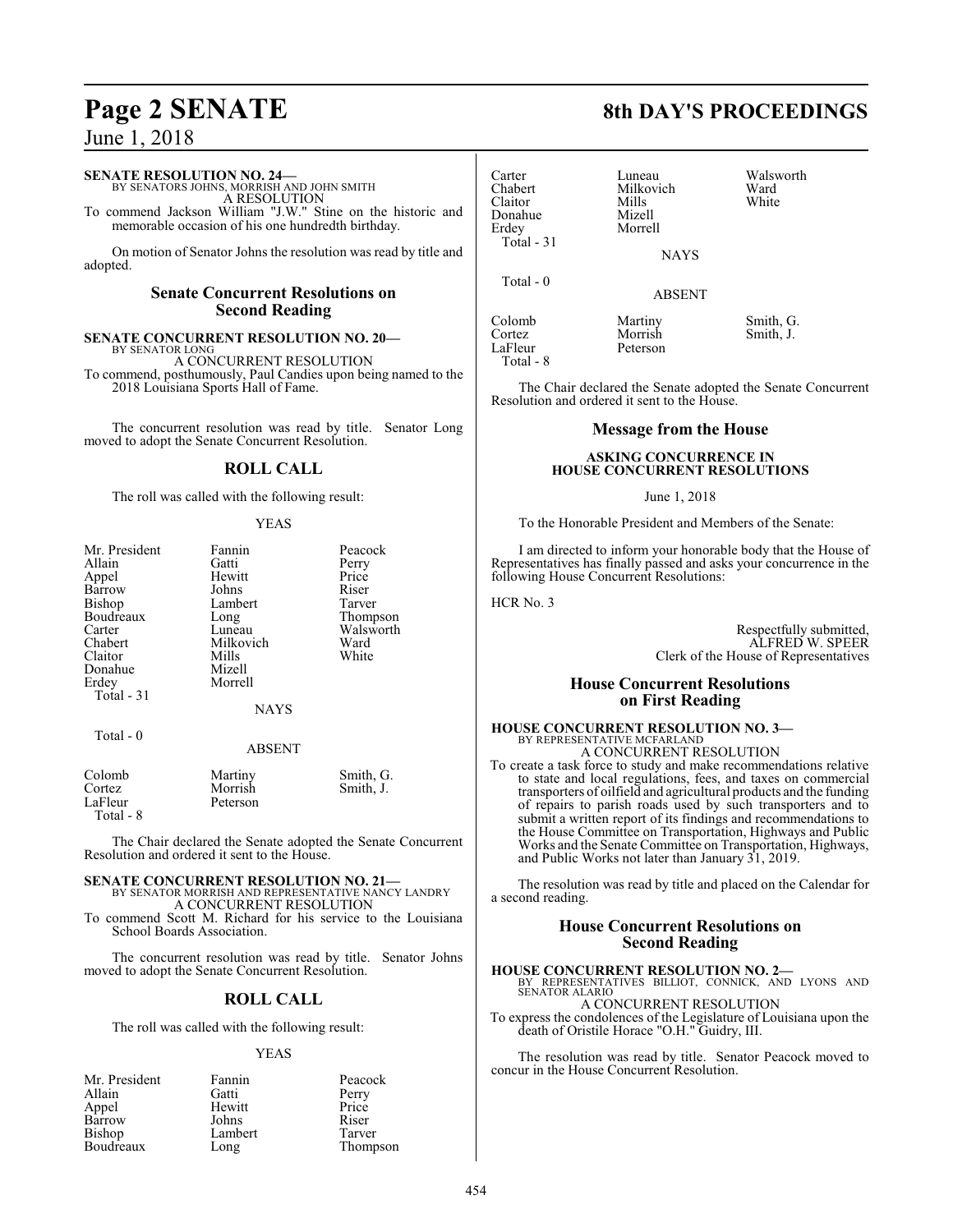**SENATE RESOLUTION NO. 24—**
BY SENATORS JOHNS, MORRISH AND JOHN SMITH
A RESOLUTION

To commend Jackson William "J.W." Stine on the historic and memorable occasion of his one hundredth birthday.

On motion of Senator Johns the resolution was read by title and adopted.

## Senate Concurrent Resolutions on Second Reading

**SENATE CONCURRENT RESOLUTION NO. 20—**
BY SENATOR LONG
A CONCURRENT RESOLUTION

To commend, posthumously, Paul Candies upon being named to the 2018 Louisiana Sports Hall of Fame.

The concurrent resolution was read by title. Senator Long moved to adopt the Senate Concurrent Resolution.

## ROLL CALL

The roll was called with the following result:

YEAS

| | | |
|---|---|---|
| Mr. President | Fannin | Peacock |
| Allain | Gatti | Perry |
| Appel | Hewitt | Price |
| Barrow | Johns | Riser |
| Bishop | Lambert | Tarver |
| Boudreaux | Long | Thompson |
| Carter | Luneau | Walsworth |
| Chabert | Milkovich | Ward |
| Claitor | Mills | White |
| Donahue | Mizell | |
| Erdey | Morrell | |

Total - 31

NAYS

Total - 0

ABSENT

| | | |
|---|---|---|
| Colomb | Martiny | Smith, G. |
| Cortez | Morrish | Smith, J. |
| LaFleur | Peterson | |

Total - 8

The Chair declared the Senate adopted the Senate Concurrent Resolution and ordered it sent to the House.

**SENATE CONCURRENT RESOLUTION NO. 21—**
BY SENATOR MORRISH AND REPRESENTATIVE NANCY LANDRY
A CONCURRENT RESOLUTION

To commend Scott M. Richard for his service to the Louisiana School Boards Association.

The concurrent resolution was read by title. Senator Johns moved to adopt the Senate Concurrent Resolution.

## ROLL CALL

The roll was called with the following result:

YEAS

| | | |
|---|---|---|
| Mr. President | Fannin | Peacock |
| Allain | Gatti | Perry |
| Appel | Hewitt | Price |
| Barrow | Johns | Riser |
| Bishop | Lambert | Tarver |
| Boudreaux | Long | Thompson |
| Carter | Luneau | Walsworth |
| Chabert | Milkovich | Ward |
| Claitor | Mills | White |
| Donahue | Mizell | |
| Erdey | Morrell | |

Total - 31

NAYS

Total - 0

ABSENT

| | | |
|---|---|---|
| Colomb | Martiny | Smith, G. |
| Cortez | Morrish | Smith, J. |
| LaFleur | Peterson | |

Total - 8

The Chair declared the Senate adopted the Senate Concurrent Resolution and ordered it sent to the House.

## Message from the House

**ASKING CONCURRENCE IN HOUSE CONCURRENT RESOLUTIONS**

June 1, 2018

To the Honorable President and Members of the Senate:

I am directed to inform your honorable body that the House of Representatives has finally passed and asks your concurrence in the following House Concurrent Resolutions:

HCR No. 3

Respectfully submitted,
ALFRED W. SPEER
Clerk of the House of Representatives

## House Concurrent Resolutions on First Reading

**HOUSE CONCURRENT RESOLUTION NO. 3—**
BY REPRESENTATIVE MCFARLAND
A CONCURRENT RESOLUTION

To create a task force to study and make recommendations relative to state and local regulations, fees, and taxes on commercial transporters of oilfield and agricultural products and the funding of repairs to parish roads used by such transporters and to submit a written report of its findings and recommendations to the House Committee on Transportation, Highways and Public Works and the Senate Committee on Transportation, Highways, and Public Works not later than January 31, 2019.

The resolution was read by title and placed on the Calendar for a second reading.

## House Concurrent Resolutions on Second Reading

**HOUSE CONCURRENT RESOLUTION NO. 2—**
BY REPRESENTATIVES BILLIOT, CONNICK, AND LYONS AND SENATOR ALARIO
A CONCURRENT RESOLUTION

To express the condolences of the Legislature of Louisiana upon the death of Oristile Horace "O.H." Guidry, III.

The resolution was read by title. Senator Peacock moved to concur in the House Concurrent Resolution.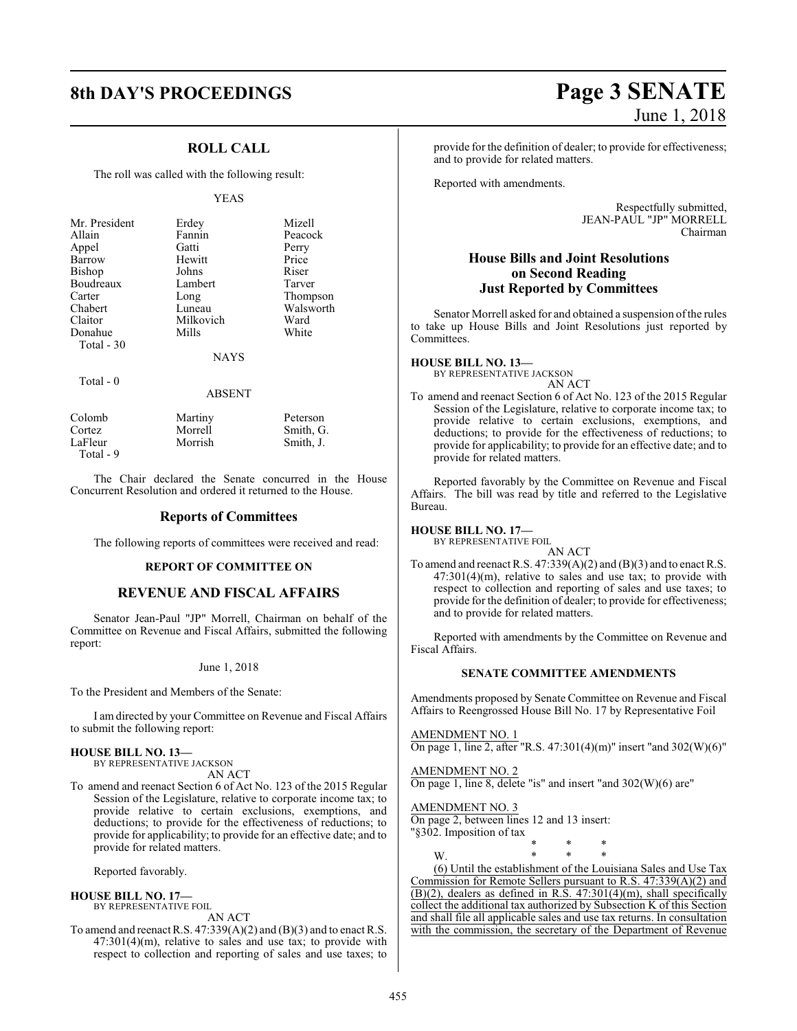## ROLL CALL

The roll was called with the following result:

YEAS

| | | |
|---|---|---|
| Mr. President | Erdey | Mizell |
| Allain | Fannin | Peacock |
| Appel | Gatti | Perry |
| Barrow | Hewitt | Price |
| Bishop | Johns | Riser |
| Boudreaux | Lambert | Tarver |
| Carter | Long | Thompson |
| Chabert | Luneau | Walsworth |
| Claitor | Milkovich | Ward |
| Donahue | Mills | White |

Total - 30

NAYS

Total - 0

ABSENT

| | | |
|---|---|---|
| Colomb | Martiny | Peterson |
| Cortez | Morrell | Smith, G. |
| LaFleur | Morrish | Smith, J. |

Total - 9

The Chair declared the Senate concurred in the House Concurrent Resolution and ordered it returned to the House.

## Reports of Committees

The following reports of committees were received and read:

### REPORT OF COMMITTEE ON

## REVENUE AND FISCAL AFFAIRS

Senator Jean-Paul "JP" Morrell, Chairman on behalf of the Committee on Revenue and Fiscal Affairs, submitted the following report:

June 1, 2018

To the President and Members of the Senate:

I am directed by your Committee on Revenue and Fiscal Affairs to submit the following report:

**HOUSE BILL NO. 13—**
BY REPRESENTATIVE JACKSON
AN ACT

To amend and reenact Section 6 of Act No. 123 of the 2015 Regular Session of the Legislature, relative to corporate income tax; to provide relative to certain exclusions, exemptions, and deductions; to provide for the effectiveness of reductions; to provide for applicability; to provide for an effective date; and to provide for related matters.

Reported favorably.

**HOUSE BILL NO. 17—**
BY REPRESENTATIVE FOIL
AN ACT

To amend and reenact R.S. 47:339(A)(2) and (B)(3) and to enact R.S. 47:301(4)(m), relative to sales and use tax; to provide with respect to collection and reporting of sales and use taxes; to provide for the definition of dealer; to provide for effectiveness; and to provide for related matters.

Reported with amendments.

Respectfully submitted,
JEAN-PAUL "JP" MORRELL
Chairman

## House Bills and Joint Resolutions on Second Reading Just Reported by Committees

Senator Morrell asked for and obtained a suspension of the rules to take up House Bills and Joint Resolutions just reported by Committees.

**HOUSE BILL NO. 13—**
BY REPRESENTATIVE JACKSON
AN ACT

To amend and reenact Section 6 of Act No. 123 of the 2015 Regular Session of the Legislature, relative to corporate income tax; to provide relative to certain exclusions, exemptions, and deductions; to provide for the effectiveness of reductions; to provide for applicability; to provide for an effective date; and to provide for related matters.

Reported favorably by the Committee on Revenue and Fiscal Affairs. The bill was read by title and referred to the Legislative Bureau.

**HOUSE BILL NO. 17—**
BY REPRESENTATIVE FOIL
AN ACT

To amend and reenact R.S. 47:339(A)(2) and (B)(3) and to enact R.S. 47:301(4)(m), relative to sales and use tax; to provide with respect to collection and reporting of sales and use taxes; to provide for the definition of dealer; to provide for effectiveness; and to provide for related matters.

Reported with amendments by the Committee on Revenue and Fiscal Affairs.

### SENATE COMMITTEE AMENDMENTS

Amendments proposed by Senate Committee on Revenue and Fiscal Affairs to Reengrossed House Bill No. 17 by Representative Foil

AMENDMENT NO. 1
On page 1, line 2, after "R.S. 47:301(4)(m)" insert "and 302(W)(6)"

AMENDMENT NO. 2
On page 1, line 8, delete "is" and insert "and 302(W)(6) are"

AMENDMENT NO. 3
On page 2, between lines 12 and 13 insert:
"§302. Imposition of tax

\* \* \*

W. \* \* \*

(6) Until the establishment of the Louisiana Sales and Use Tax Commission for Remote Sellers pursuant to R.S. 47:339(A)(2) and (B)(2), dealers as defined in R.S. 47:301(4)(m), shall specifically collect the additional tax authorized by Subsection K of this Section and shall file all applicable sales and use tax returns. In consultation with the commission, the secretary of the Department of Revenue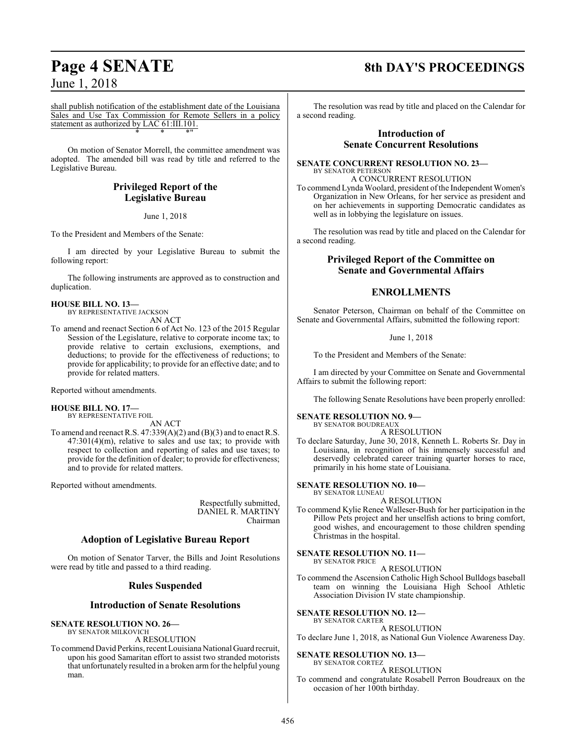shall publish notification of the establishment date of the Louisiana Sales and Use Tax Commission for Remote Sellers in a policy statement as authorized by LAC 61:III.101.

\* \* \*"

On motion of Senator Morrell, the committee amendment was adopted. The amended bill was read by title and referred to the Legislative Bureau.

## Privileged Report of the Legislative Bureau

June 1, 2018

To the President and Members of the Senate:

I am directed by your Legislative Bureau to submit the following report:

The following instruments are approved as to construction and duplication.

**HOUSE BILL NO. 13—**
BY REPRESENTATIVE JACKSON
AN ACT

To amend and reenact Section 6 of Act No. 123 of the 2015 Regular Session of the Legislature, relative to corporate income tax; to provide relative to certain exclusions, exemptions, and deductions; to provide for the effectiveness of reductions; to provide for applicability; to provide for an effective date; and to provide for related matters.

Reported without amendments.

**HOUSE BILL NO. 17—**
BY REPRESENTATIVE FOIL
AN ACT

To amend and reenact R.S. 47:339(A)(2) and (B)(3) and to enact R.S. 47:301(4)(m), relative to sales and use tax; to provide with respect to collection and reporting of sales and use taxes; to provide for the definition of dealer; to provide for effectiveness; and to provide for related matters.

Reported without amendments.

Respectfully submitted,
DANIEL R. MARTINY
Chairman

## Adoption of Legislative Bureau Report

On motion of Senator Tarver, the Bills and Joint Resolutions were read by title and passed to a third reading.

## Rules Suspended

## Introduction of Senate Resolutions

**SENATE RESOLUTION NO. 26—**
BY SENATOR MILKOVICH
A RESOLUTION

To commend David Perkins, recent Louisiana National Guard recruit, upon his good Samaritan effort to assist two stranded motorists that unfortunately resulted in a broken arm for the helpful young man.

The resolution was read by title and placed on the Calendar for a second reading.

## Introduction of Senate Concurrent Resolutions

**SENATE CONCURRENT RESOLUTION NO. 23—**
BY SENATOR PETERSON
A CONCURRENT RESOLUTION

To commend Lynda Woolard, president of the Independent Women's Organization in New Orleans, for her service as president and on her achievements in supporting Democratic candidates as well as in lobbying the legislature on issues.

The resolution was read by title and placed on the Calendar for a second reading.

## Privileged Report of the Committee on Senate and Governmental Affairs

## ENROLLMENTS

Senator Peterson, Chairman on behalf of the Committee on Senate and Governmental Affairs, submitted the following report:

June 1, 2018

To the President and Members of the Senate:

I am directed by your Committee on Senate and Governmental Affairs to submit the following report:

The following Senate Resolutions have been properly enrolled:

**SENATE RESOLUTION NO. 9—**
BY SENATOR BOUDREAUX
A RESOLUTION

To declare Saturday, June 30, 2018, Kenneth L. Roberts Sr. Day in Louisiana, in recognition of his immensely successful and deservedly celebrated career training quarter horses to race, primarily in his home state of Louisiana.

**SENATE RESOLUTION NO. 10—**
BY SENATOR LUNEAU
A RESOLUTION

To commend Kylie Renee Walleser-Bush for her participation in the Pillow Pets project and her unselfish actions to bring comfort, good wishes, and encouragement to those children spending Christmas in the hospital.

**SENATE RESOLUTION NO. 11—**
BY SENATOR PRICE
A RESOLUTION

To commend the Ascension Catholic High School Bulldogs baseball team on winning the Louisiana High School Athletic Association Division IV state championship.

**SENATE RESOLUTION NO. 12—**
BY SENATOR CARTER
A RESOLUTION

To declare June 1, 2018, as National Gun Violence Awareness Day.

**SENATE RESOLUTION NO. 13—**
BY SENATOR CORTEZ
A RESOLUTION

To commend and congratulate Rosabell Perron Boudreaux on the occasion of her 100th birthday.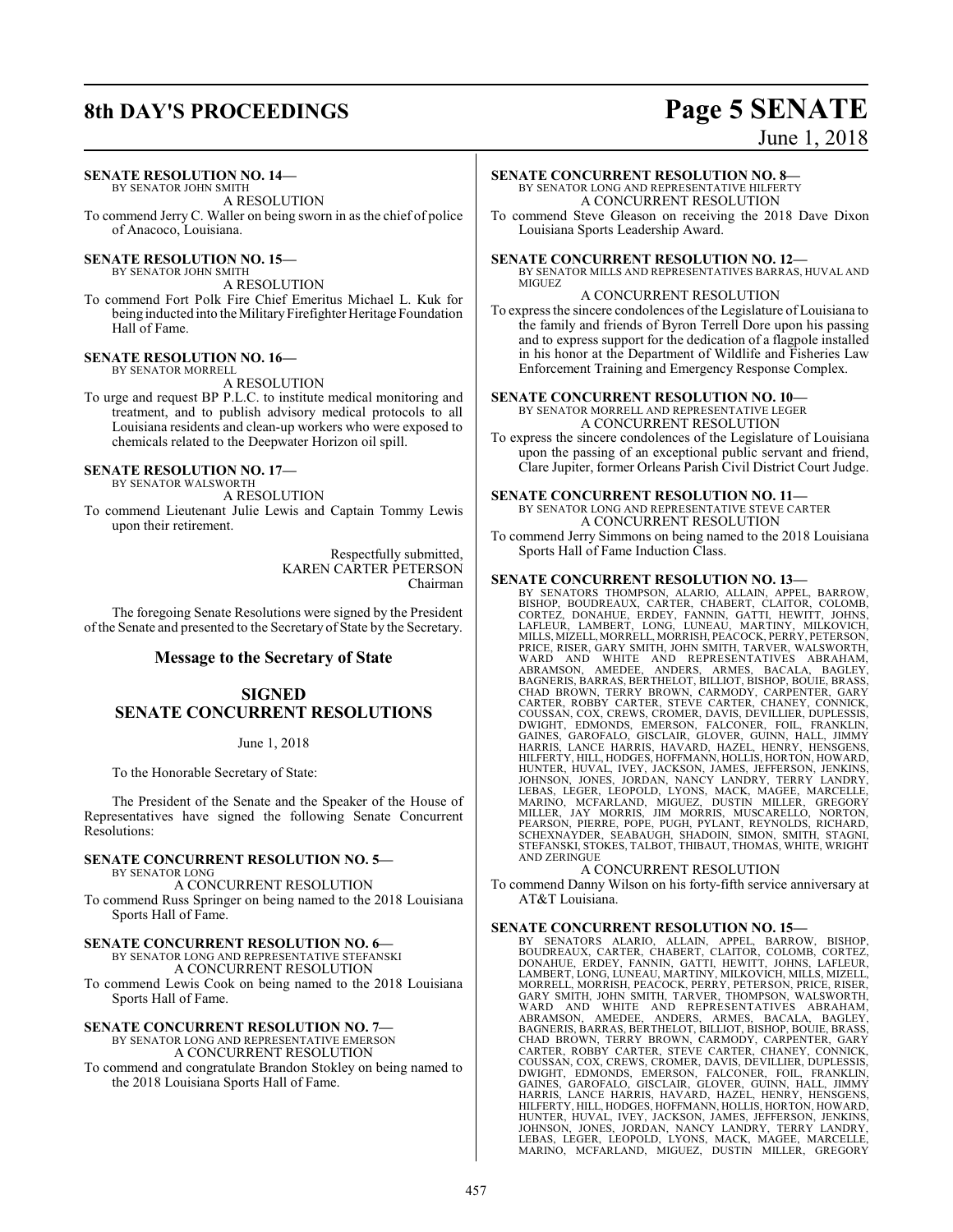**SENATE RESOLUTION NO. 14—**
BY SENATOR JOHN SMITH
A RESOLUTION

To commend Jerry C. Waller on being sworn in as the chief of police of Anacoco, Louisiana.

**SENATE RESOLUTION NO. 15—**
BY SENATOR JOHN SMITH
A RESOLUTION

To commend Fort Polk Fire Chief Emeritus Michael L. Kuk for being inducted into the Military Firefighter Heritage Foundation Hall of Fame.

**SENATE RESOLUTION NO. 16—**
BY SENATOR MORRELL
A RESOLUTION

To urge and request BP P.L.C. to institute medical monitoring and treatment, and to publish advisory medical protocols to all Louisiana residents and clean-up workers who were exposed to chemicals related to the Deepwater Horizon oil spill.

**SENATE RESOLUTION NO. 17—**
BY SENATOR WALSWORTH
A RESOLUTION

To commend Lieutenant Julie Lewis and Captain Tommy Lewis upon their retirement.

Respectfully submitted,
KAREN CARTER PETERSON
Chairman

The foregoing Senate Resolutions were signed by the President of the Senate and presented to the Secretary of State by the Secretary.

## Message to the Secretary of State

## SIGNED SENATE CONCURRENT RESOLUTIONS

June 1, 2018

To the Honorable Secretary of State:

The President of the Senate and the Speaker of the House of Representatives have signed the following Senate Concurrent Resolutions:

**SENATE CONCURRENT RESOLUTION NO. 5—**
BY SENATOR LONG
A CONCURRENT RESOLUTION

To commend Russ Springer on being named to the 2018 Louisiana Sports Hall of Fame.

**SENATE CONCURRENT RESOLUTION NO. 6—**
BY SENATOR LONG AND REPRESENTATIVE STEFANSKI
A CONCURRENT RESOLUTION

To commend Lewis Cook on being named to the 2018 Louisiana Sports Hall of Fame.

**SENATE CONCURRENT RESOLUTION NO. 7—**
BY SENATOR LONG AND REPRESENTATIVE EMERSON
A CONCURRENT RESOLUTION

To commend and congratulate Brandon Stokley on being named to the 2018 Louisiana Sports Hall of Fame.

**SENATE CONCURRENT RESOLUTION NO. 8—**
BY SENATOR LONG AND REPRESENTATIVE HILFERTY
A CONCURRENT RESOLUTION

To commend Steve Gleason on receiving the 2018 Dave Dixon Louisiana Sports Leadership Award.

**SENATE CONCURRENT RESOLUTION NO. 12—**
BY SENATOR MILLS AND REPRESENTATIVES BARRAS, HUVAL AND MIGUEZ
A CONCURRENT RESOLUTION

To express the sincere condolences of the Legislature of Louisiana to the family and friends of Byron Terrell Dore upon his passing and to express support for the dedication of a flagpole installed in his honor at the Department of Wildlife and Fisheries Law Enforcement Training and Emergency Response Complex.

**SENATE CONCURRENT RESOLUTION NO. 10—**
BY SENATOR MORRELL AND REPRESENTATIVE LEGER
A CONCURRENT RESOLUTION

To express the sincere condolences of the Legislature of Louisiana upon the passing of an exceptional public servant and friend, Clare Jupiter, former Orleans Parish Civil District Court Judge.

**SENATE CONCURRENT RESOLUTION NO. 11—**
BY SENATOR LONG AND REPRESENTATIVE STEVE CARTER
A CONCURRENT RESOLUTION

To commend Jerry Simmons on being named to the 2018 Louisiana Sports Hall of Fame Induction Class.

**SENATE CONCURRENT RESOLUTION NO. 13—**
BY SENATORS THOMPSON, ALARIO, ALLAIN, APPEL, BARROW, BISHOP, BOUDREAUX, CARTER, CHABERT, CLAITOR, COLOMB, CORTEZ, DONAHUE, ERDEY, FANNIN, GATTI, HEWITT, JOHNS, LAFLEUR, LAMBERT, LONG, LUNEAU, MARTINY, MILKOVICH, MILLS, MIZELL, MORRELL, MORRISH, PEACOCK, PERRY, PETERSON, PRICE, RISER, GARY SMITH, JOHN SMITH, TARVER, WALSWORTH, WARD AND WHITE AND REPRESENTATIVES ABRAHAM, ABRAMSON, AMEDEE, ANDERS, ARMES, BACALA, BAGLEY, BAGNERIS, BARRAS, BERTHELOT, BILLIOT, BISHOP, BOUIE, BRASS, CHAD BROWN, TERRY BROWN, CARMODY, CARPENTER, GARY CARTER, ROBBY CARTER, STEVE CARTER, CHANEY, CONNICK, COUSSAN, COX, CREWS, CROMER, DAVIS, DEVILLIER, DUPLESSIS, DWIGHT, EDMONDS, EMERSON, FALCONER, FOIL, FRANKLIN, GAINES, GAROFALO, GISCLAIR, GLOVER, GUINN, HALL, JIMMY HARRIS, LANCE HARRIS, HAVARD, HAZEL, HENRY, HENSGENS, HILFERTY, HILL, HODGES, HOFFMANN, HOLLIS, HORTON, HOWARD, HUNTER, HUVAL, IVEY, JACKSON, JAMES, JEFFERSON, JENKINS, JOHNSON, JONES, JORDAN, NANCY LANDRY, TERRY LANDRY, LEBAS, LEGER, LEOPOLD, LYONS, MACK, MAGEE, MARCELLE, MARINO, MCFARLAND, MIGUEZ, DUSTIN MILLER, GREGORY MILLER, JAY MORRIS, JIM MORRIS, MUSCARELLO, NORTON, PEARSON, PIERRE, POPE, PUGH, PYLANT, REYNOLDS, RICHARD, SCHEXNAYDER, SEABAUGH, SHADOIN, SIMON, SMITH, STAGNI, STEFANSKI, STOKES, TALBOT, THIBAUT, THOMAS, WHITE, WRIGHT AND ZERINGUE
A CONCURRENT RESOLUTION

To commend Danny Wilson on his forty-fifth service anniversary at AT&T Louisiana.

**SENATE CONCURRENT RESOLUTION NO. 15—**
BY SENATORS ALARIO, ALLAIN, APPEL, BARROW, BISHOP, BOUDREAUX, CARTER, CHABERT, CLAITOR, COLOMB, CORTEZ, DONAHUE, ERDEY, FANNIN, GATTI, HEWITT, JOHNS, LAFLEUR, LAMBERT, LONG, LUNEAU, MARTINY, MILKOVICH, MILLS, MIZELL, MORRELL, MORRISH, PEACOCK, PERRY, PETERSON, PRICE, RISER, GARY SMITH, JOHN SMITH, TARVER, THOMPSON, WALSWORTH, WARD AND WHITE AND REPRESENTATIVES ABRAHAM, ABRAMSON, AMEDEE, ANDERS, ARMES, BACALA, BAGLEY, BAGNERIS, BARRAS, BERTHELOT, BILLIOT, BISHOP, BOUIE, BRASS, CHAD BROWN, TERRY BROWN, CARMODY, CARPENTER, GARY CARTER, ROBBY CARTER, STEVE CARTER, CHANEY, CONNICK, COUSSAN, COX, CREWS, CROMER, DAVIS, DEVILLIER, DUPLESSIS, DWIGHT, EDMONDS, EMERSON, FALCONER, FOIL, FRANKLIN, GAINES, GAROFALO, GISCLAIR, GLOVER, GUINN, HALL, JIMMY HARRIS, LANCE HARRIS, HAVARD, HAZEL, HENRY, HENSGENS, HILFERTY, HILL, HODGES, HOFFMANN, HOLLIS, HORTON, HOWARD, HUNTER, HUVAL, IVEY, JACKSON, JAMES, JEFFERSON, JENKINS, JOHNSON, JONES, JORDAN, NANCY LANDRY, TERRY LANDRY, LEBAS, LEGER, LEOPOLD, LYONS, MACK, MAGEE, MARCELLE, MARINO, MCFARLAND, MIGUEZ, DUSTIN MILLER, GREGORY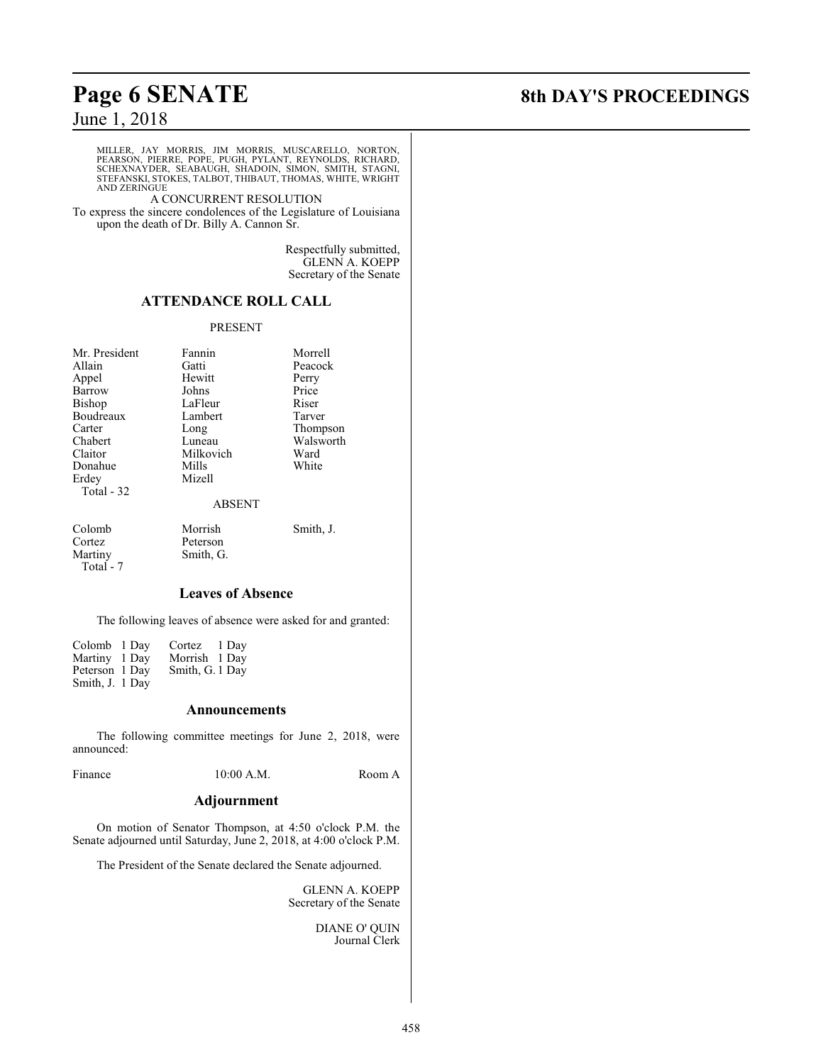MILLER, JAY MORRIS, JIM MORRIS, MUSCARELLO, NORTON, PEARSON, PIERRE, POPE, PUGH, PYLANT, REYNOLDS, RICHARD, SCHEXNAYDER, SEABAUGH, SHADOIN, SIMON, SMITH, STAGNI, STEFANSKI, STOKES, TALBOT, THIBAUT, THOMAS, WHITE, WRIGHT AND ZERINGUE

A CONCURRENT RESOLUTION

To express the sincere condolences of the Legislature of Louisiana upon the death of Dr. Billy A. Cannon Sr.

Respectfully submitted,
GLENN A. KOEPP
Secretary of the Senate

## ATTENDANCE ROLL CALL

PRESENT

| | | |
|---|---|---|
| Mr. President | Fannin | Morrell |
| Allain | Gatti | Peacock |
| Appel | Hewitt | Perry |
| Barrow | Johns | Price |
| Bishop | LaFleur | Riser |
| Boudreaux | Lambert | Tarver |
| Carter | Long | Thompson |
| Chabert | Luneau | Walsworth |
| Claitor | Milkovich | Ward |
| Donahue | Mills | White |
| Erdey | Mizell | |

Total - 32

ABSENT

| | | |
|---|---|---|
| Colomb | Morrish | Smith, J. |
| Cortez | Peterson | |
| Martiny | Smith, G. | |

Total - 7

## Leaves of Absence

The following leaves of absence were asked for and granted:

| | |
|---|---|
| Colomb 1 Day | Cortez 1 Day |
| Martiny 1 Day | Morrish 1 Day |
| Peterson 1 Day | Smith, G. 1 Day |
| Smith, J. 1 Day | |

## Announcements

The following committee meetings for June 2, 2018, were announced:

| | | |
|---|---|---|
| Finance | 10:00 A.M. | Room A |

## Adjournment

On motion of Senator Thompson, at 4:50 o'clock P.M. the Senate adjourned until Saturday, June 2, 2018, at 4:00 o'clock P.M.

The President of the Senate declared the Senate adjourned.

GLENN A. KOEPP
Secretary of the Senate

DIANE O' QUIN
Journal Clerk